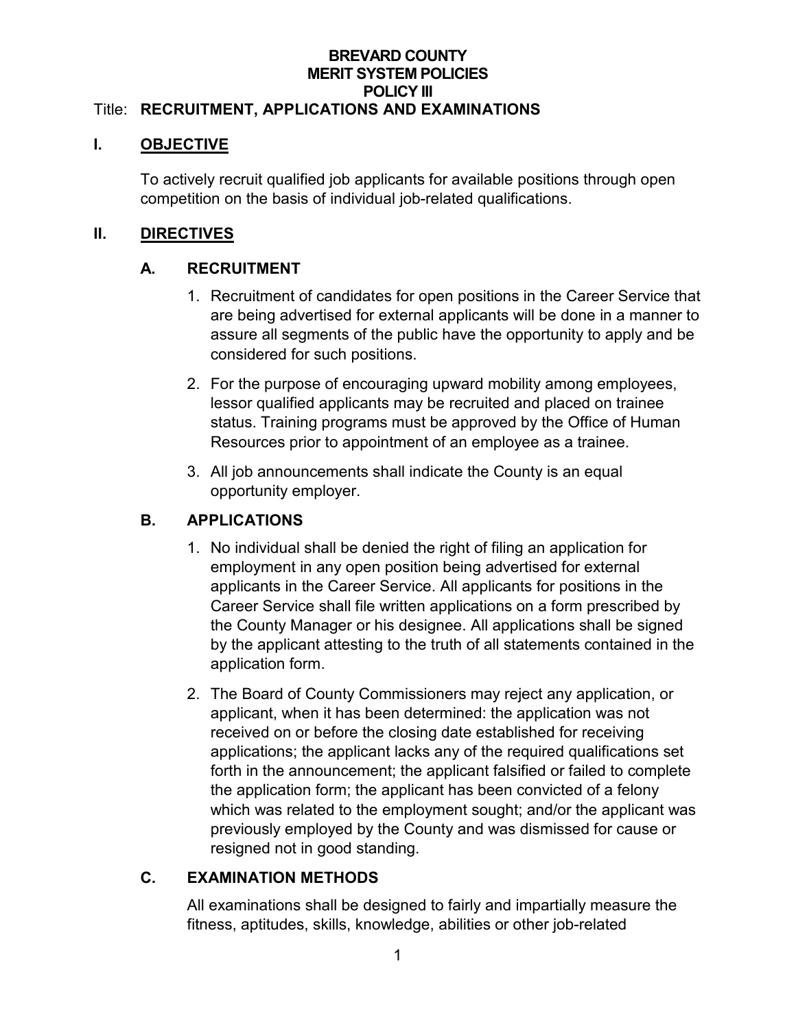**BREVARD COUNTY**
**MERIT SYSTEM POLICIES**
**POLICY III**

Title: **RECRUITMENT, APPLICATIONS AND EXAMINATIONS**

## I. OBJECTIVE

To actively recruit qualified job applicants for available positions through open competition on the basis of individual job-related qualifications.

## II. DIRECTIVES

### A. RECRUITMENT

1. Recruitment of candidates for open positions in the Career Service that are being advertised for external applicants will be done in a manner to assure all segments of the public have the opportunity to apply and be considered for such positions.
2. For the purpose of encouraging upward mobility among employees, lessor qualified applicants may be recruited and placed on trainee status. Training programs must be approved by the Office of Human Resources prior to appointment of an employee as a trainee.
3. All job announcements shall indicate the County is an equal opportunity employer.

### B. APPLICATIONS

1. No individual shall be denied the right of filing an application for employment in any open position being advertised for external applicants in the Career Service. All applicants for positions in the Career Service shall file written applications on a form prescribed by the County Manager or his designee. All applications shall be signed by the applicant attesting to the truth of all statements contained in the application form.
2. The Board of County Commissioners may reject any application, or applicant, when it has been determined: the application was not received on or before the closing date established for receiving applications; the applicant lacks any of the required qualifications set forth in the announcement; the applicant falsified or failed to complete the application form; the applicant has been convicted of a felony which was related to the employment sought; and/or the applicant was previously employed by the County and was dismissed for cause or resigned not in good standing.

### C. EXAMINATION METHODS

All examinations shall be designed to fairly and impartially measure the fitness, aptitudes, skills, knowledge, abilities or other job-related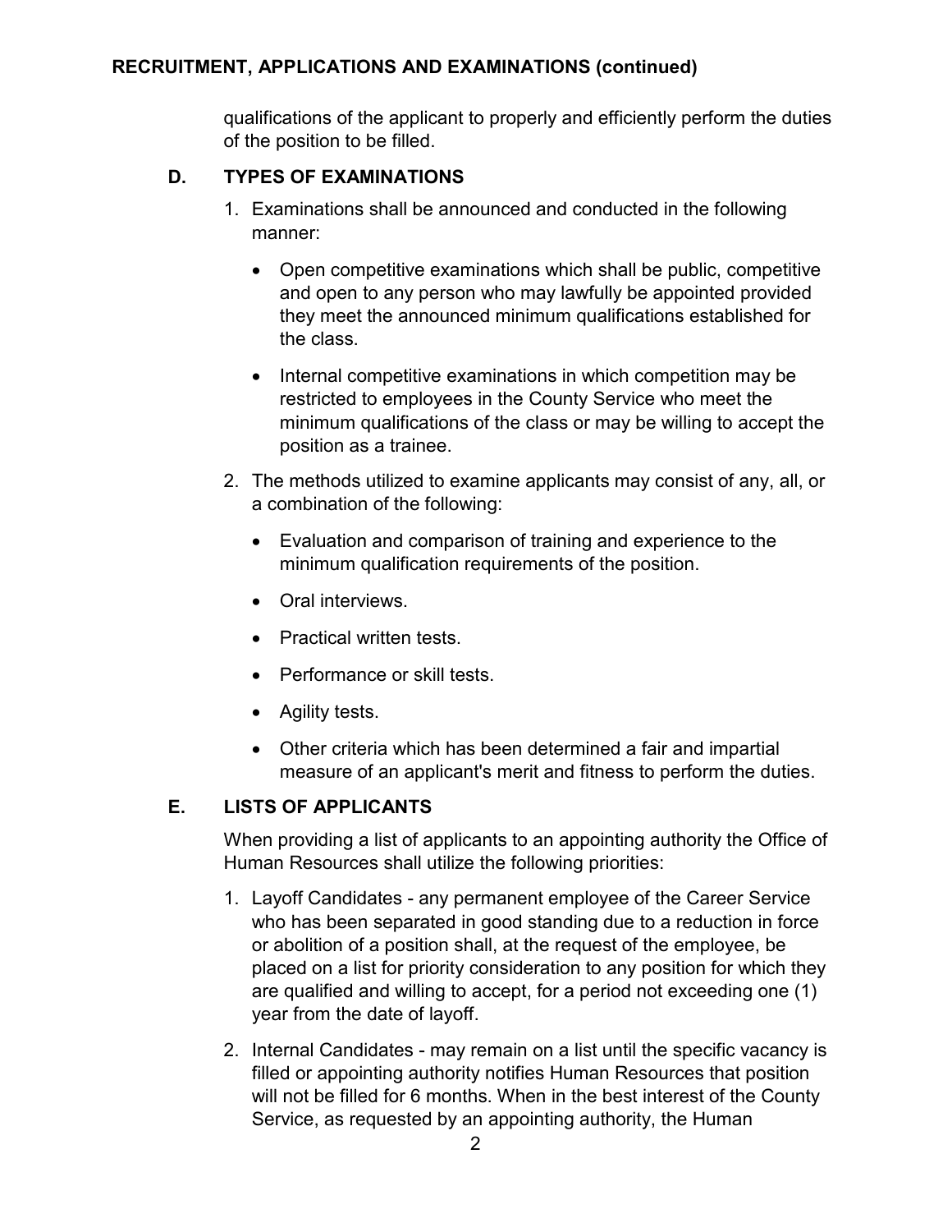qualifications of the applicant to properly and efficiently perform the duties of the position to be filled.

### D. TYPES OF EXAMINATIONS

1. Examinations shall be announced and conducted in the following manner:
   - Open competitive examinations which shall be public, competitive and open to any person who may lawfully be appointed provided they meet the announced minimum qualifications established for the class.
   - Internal competitive examinations in which competition may be restricted to employees in the County Service who meet the minimum qualifications of the class or may be willing to accept the position as a trainee.
2. The methods utilized to examine applicants may consist of any, all, or a combination of the following:
   - Evaluation and comparison of training and experience to the minimum qualification requirements of the position.
   - Oral interviews.
   - Practical written tests.
   - Performance or skill tests.
   - Agility tests.
   - Other criteria which has been determined a fair and impartial measure of an applicant's merit and fitness to perform the duties.

### E. LISTS OF APPLICANTS

When providing a list of applicants to an appointing authority the Office of Human Resources shall utilize the following priorities:

1. Layoff Candidates - any permanent employee of the Career Service who has been separated in good standing due to a reduction in force or abolition of a position shall, at the request of the employee, be placed on a list for priority consideration to any position for which they are qualified and willing to accept, for a period not exceeding one (1) year from the date of layoff.
2. Internal Candidates - may remain on a list until the specific vacancy is filled or appointing authority notifies Human Resources that position will not be filled for 6 months. When in the best interest of the County Service, as requested by an appointing authority, the Human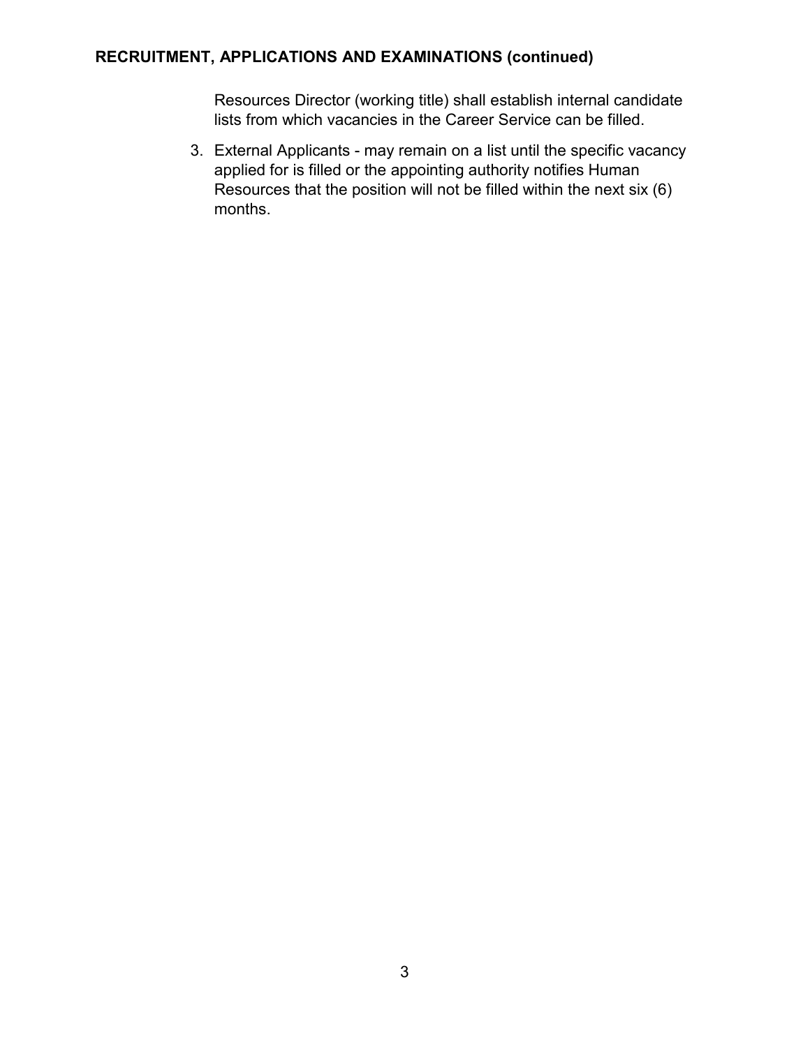**RECRUITMENT, APPLICATIONS AND EXAMINATIONS (continued)**

Resources Director (working title) shall establish internal candidate lists from which vacancies in the Career Service can be filled.

3. External Applicants - may remain on a list until the specific vacancy applied for is filled or the appointing authority notifies Human Resources that the position will not be filled within the next six (6) months.